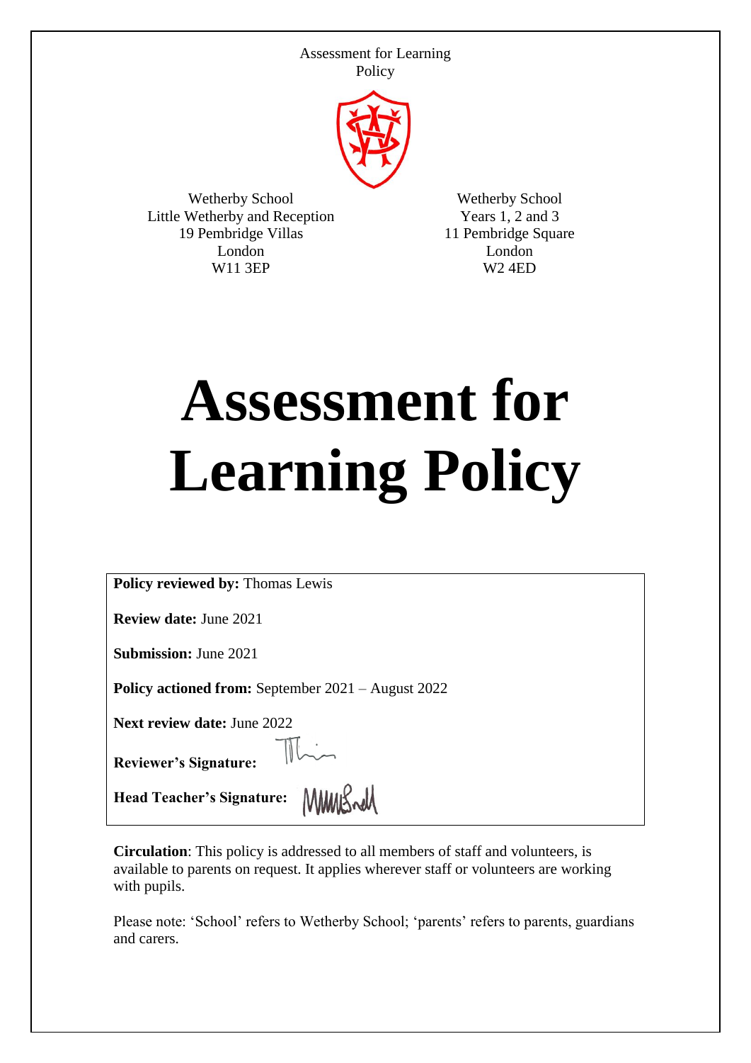Assessment for Learning Policy

Wetherby School
Little Wetherby and Reception
19 Pembridge Villas
London
W11 3EP

Wetherby School
Years 1, 2 and 3
11 Pembridge Square
London
W2 4ED

# Assessment for Learning Policy

**Policy reviewed by:** Thomas Lewis

**Review date:** June 2021

**Submission:** June 2021

**Policy actioned from:** September 2021 – August 2022

**Next review date:** June 2022

**Reviewer's Signature:**

**Head Teacher's Signature:**

**Circulation**: This policy is addressed to all members of staff and volunteers, is available to parents on request. It applies wherever staff or volunteers are working with pupils.

Please note: 'School' refers to Wetherby School; 'parents' refers to parents, guardians and carers.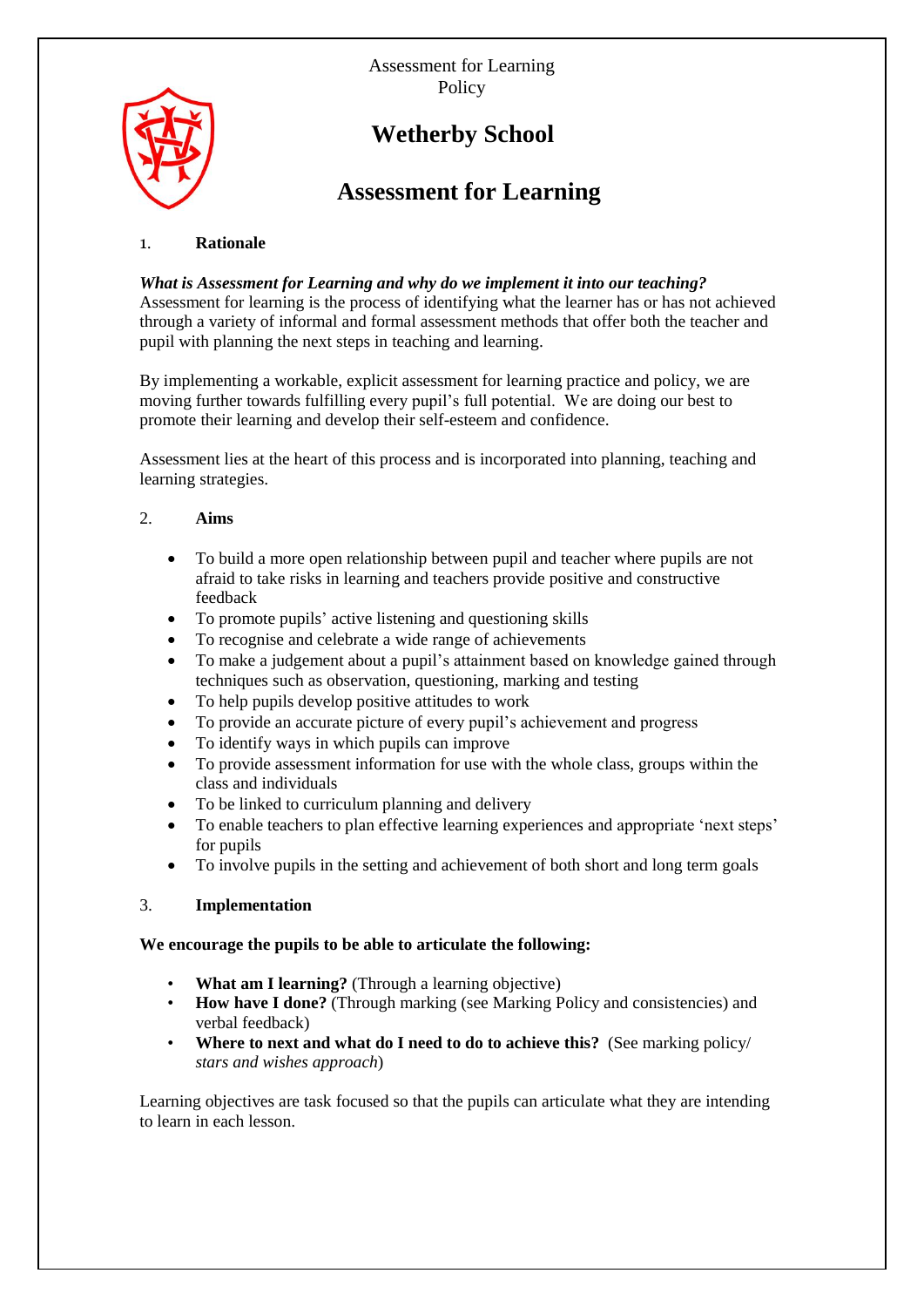Assessment for Learning Policy

# Wetherby School

## Assessment for Learning

### 1. Rationale

***What is Assessment for Learning and why do we implement it into our teaching?***
Assessment for learning is the process of identifying what the learner has or has not achieved through a variety of informal and formal assessment methods that offer both the teacher and pupil with planning the next steps in teaching and learning.

By implementing a workable, explicit assessment for learning practice and policy, we are moving further towards fulfilling every pupil's full potential. We are doing our best to promote their learning and develop their self-esteem and confidence.

Assessment lies at the heart of this process and is incorporated into planning, teaching and learning strategies.

### 2. Aims

- To build a more open relationship between pupil and teacher where pupils are not afraid to take risks in learning and teachers provide positive and constructive feedback
- To promote pupils' active listening and questioning skills
- To recognise and celebrate a wide range of achievements
- To make a judgement about a pupil's attainment based on knowledge gained through techniques such as observation, questioning, marking and testing
- To help pupils develop positive attitudes to work
- To provide an accurate picture of every pupil's achievement and progress
- To identify ways in which pupils can improve
- To provide assessment information for use with the whole class, groups within the class and individuals
- To be linked to curriculum planning and delivery
- To enable teachers to plan effective learning experiences and appropriate 'next steps' for pupils
- To involve pupils in the setting and achievement of both short and long term goals

### 3. Implementation

**We encourage the pupils to be able to articulate the following:**

- **What am I learning?** (Through a learning objective)
- **How have I done?** (Through marking (see Marking Policy and consistencies) and verbal feedback)
- **Where to next and what do I need to do to achieve this?** (See marking policy/ *stars and wishes approach*)

Learning objectives are task focused so that the pupils can articulate what they are intending to learn in each lesson.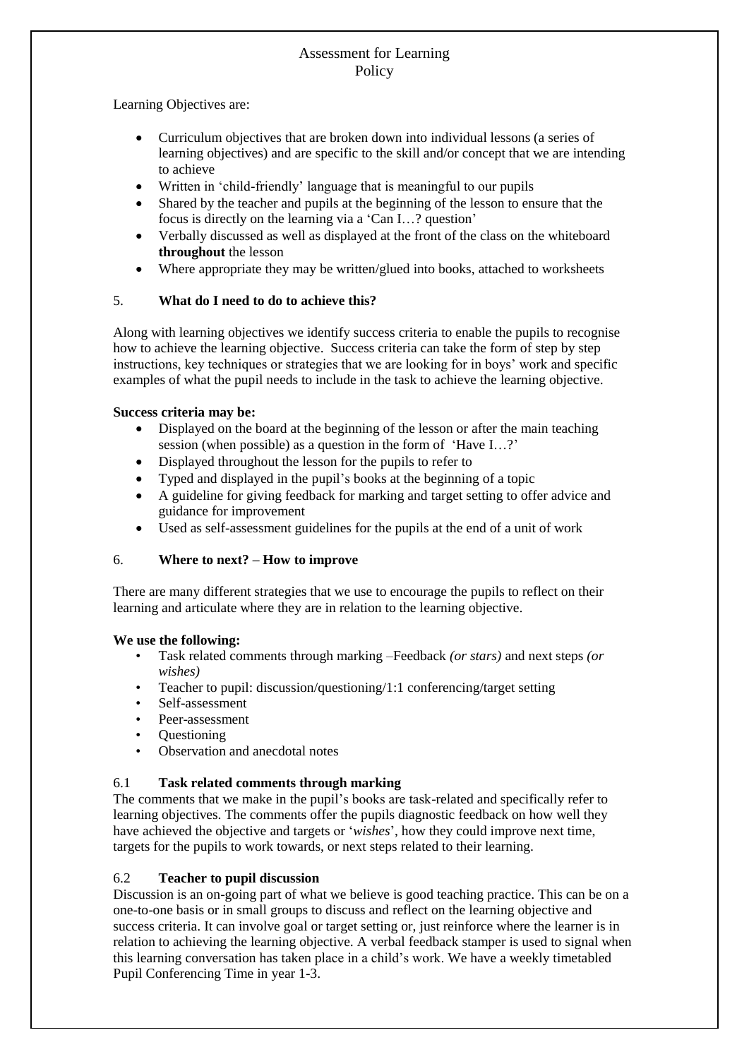Assessment for Learning
Policy

Learning Objectives are:

- Curriculum objectives that are broken down into individual lessons (a series of learning objectives) and are specific to the skill and/or concept that we are intending to achieve
- Written in 'child-friendly' language that is meaningful to our pupils
- Shared by the teacher and pupils at the beginning of the lesson to ensure that the focus is directly on the learning via a 'Can I…? question'
- Verbally discussed as well as displayed at the front of the class on the whiteboard **throughout** the lesson
- Where appropriate they may be written/glued into books, attached to worksheets

## 5. What do I need to do to achieve this?

Along with learning objectives we identify success criteria to enable the pupils to recognise how to achieve the learning objective. Success criteria can take the form of step by step instructions, key techniques or strategies that we are looking for in boys' work and specific examples of what the pupil needs to include in the task to achieve the learning objective.

**Success criteria may be:**

- Displayed on the board at the beginning of the lesson or after the main teaching session (when possible) as a question in the form of 'Have I…?'
- Displayed throughout the lesson for the pupils to refer to
- Typed and displayed in the pupil's books at the beginning of a topic
- A guideline for giving feedback for marking and target setting to offer advice and guidance for improvement
- Used as self-assessment guidelines for the pupils at the end of a unit of work

## 6. Where to next? – How to improve

There are many different strategies that we use to encourage the pupils to reflect on their learning and articulate where they are in relation to the learning objective.

**We use the following:**

- Task related comments through marking –Feedback *(or stars)* and next steps *(or wishes)*
- Teacher to pupil: discussion/questioning/1:1 conferencing/target setting
- Self-assessment
- Peer-assessment
- Questioning
- Observation and anecdotal notes

### 6.1 Task related comments through marking

The comments that we make in the pupil's books are task-related and specifically refer to learning objectives. The comments offer the pupils diagnostic feedback on how well they have achieved the objective and targets or '*wishes*', how they could improve next time, targets for the pupils to work towards, or next steps related to their learning.

### 6.2 Teacher to pupil discussion

Discussion is an on-going part of what we believe is good teaching practice. This can be on a one-to-one basis or in small groups to discuss and reflect on the learning objective and success criteria. It can involve goal or target setting or, just reinforce where the learner is in relation to achieving the learning objective. A verbal feedback stamper is used to signal when this learning conversation has taken place in a child's work. We have a weekly timetabled Pupil Conferencing Time in year 1-3.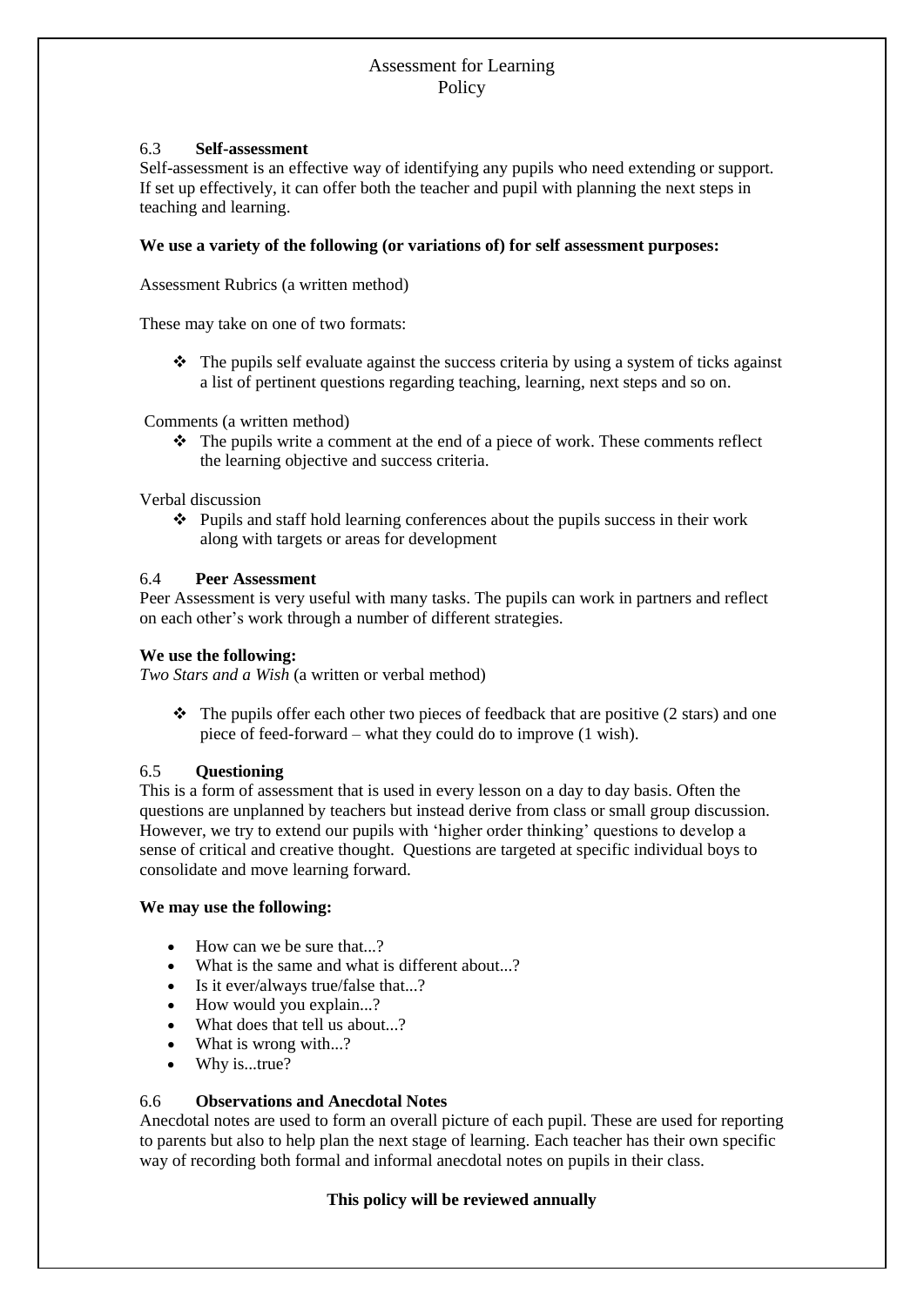### 6.3 **Self-assessment**

Self-assessment is an effective way of identifying any pupils who need extending or support. If set up effectively, it can offer both the teacher and pupil with planning the next steps in teaching and learning.

**We use a variety of the following (or variations of) for self assessment purposes:**

Assessment Rubrics (a written method)

These may take on one of two formats:

- The pupils self evaluate against the success criteria by using a system of ticks against a list of pertinent questions regarding teaching, learning, next steps and so on.

Comments (a written method)

- The pupils write a comment at the end of a piece of work. These comments reflect the learning objective and success criteria.

Verbal discussion

- Pupils and staff hold learning conferences about the pupils success in their work along with targets or areas for development

### 6.4 **Peer Assessment**

Peer Assessment is very useful with many tasks. The pupils can work in partners and reflect on each other's work through a number of different strategies.

**We use the following:**

*Two Stars and a Wish* (a written or verbal method)

- The pupils offer each other two pieces of feedback that are positive (2 stars) and one piece of feed-forward – what they could do to improve (1 wish).

### 6.5 **Questioning**

This is a form of assessment that is used in every lesson on a day to day basis. Often the questions are unplanned by teachers but instead derive from class or small group discussion. However, we try to extend our pupils with 'higher order thinking' questions to develop a sense of critical and creative thought. Questions are targeted at specific individual boys to consolidate and move learning forward.

**We may use the following:**

- How can we be sure that...?
- What is the same and what is different about...?
- Is it ever/always true/false that...?
- How would you explain...?
- What does that tell us about...?
- What is wrong with...?
- Why is...true?

### 6.6 **Observations and Anecdotal Notes**

Anecdotal notes are used to form an overall picture of each pupil. These are used for reporting to parents but also to help plan the next stage of learning. Each teacher has their own specific way of recording both formal and informal anecdotal notes on pupils in their class.

**This policy will be reviewed annually**